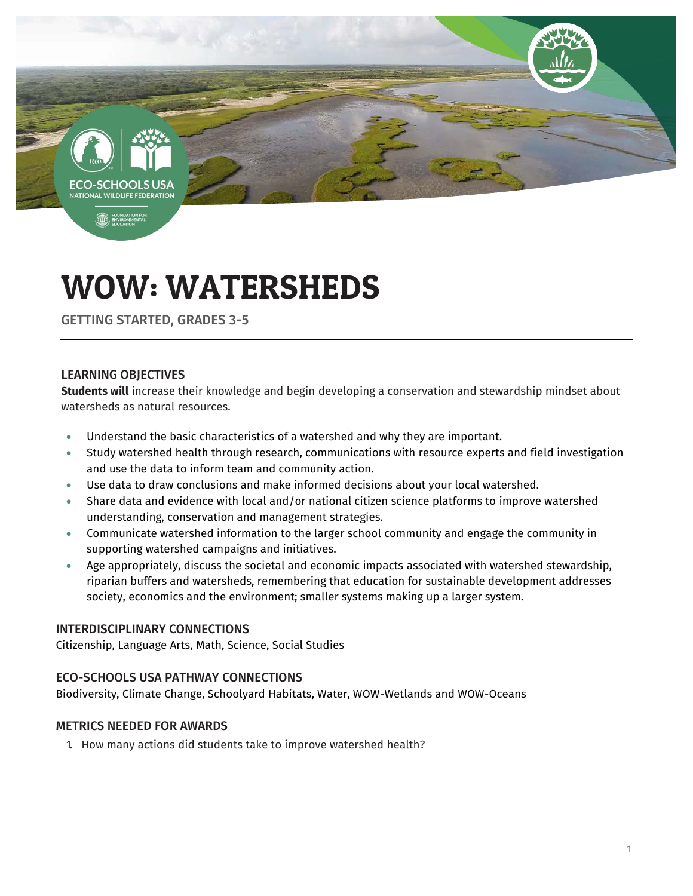# WOW: WATERSHEDS

GETTING STARTED, GRADES 3-5

## LEARNING OBJECTIVES

**Students will** increase their knowledge and begin developing a conservation and stewardship mindset about watersheds as natural resources.

- Understand the basic characteristics of a watershed and why they are important.
- Study watershed health through research, communications with resource experts and field investigation and use the data to inform team and community action.
- Use data to draw conclusions and make informed decisions about your local watershed.
- Share data and evidence with local and/or national citizen science platforms to improve watershed understanding, conservation and management strategies.
- Communicate watershed information to the larger school community and engage the community in supporting watershed campaigns and initiatives.
- Age appropriately, discuss the societal and economic impacts associated with watershed stewardship, riparian buffers and watersheds, remembering that education for sustainable development addresses society, economics and the environment; smaller systems making up a larger system.

## INTERDISCIPLINARY CONNECTIONS

Citizenship, Language Arts, Math, Science, Social Studies

## ECO-SCHOOLS USA PATHWAY CONNECTIONS

Biodiversity, Climate Change, Schoolyard Habitats, Water, WOW-Wetlands and WOW-Oceans

## METRICS NEEDED FOR AWARDS

1. How many actions did students take to improve watershed health?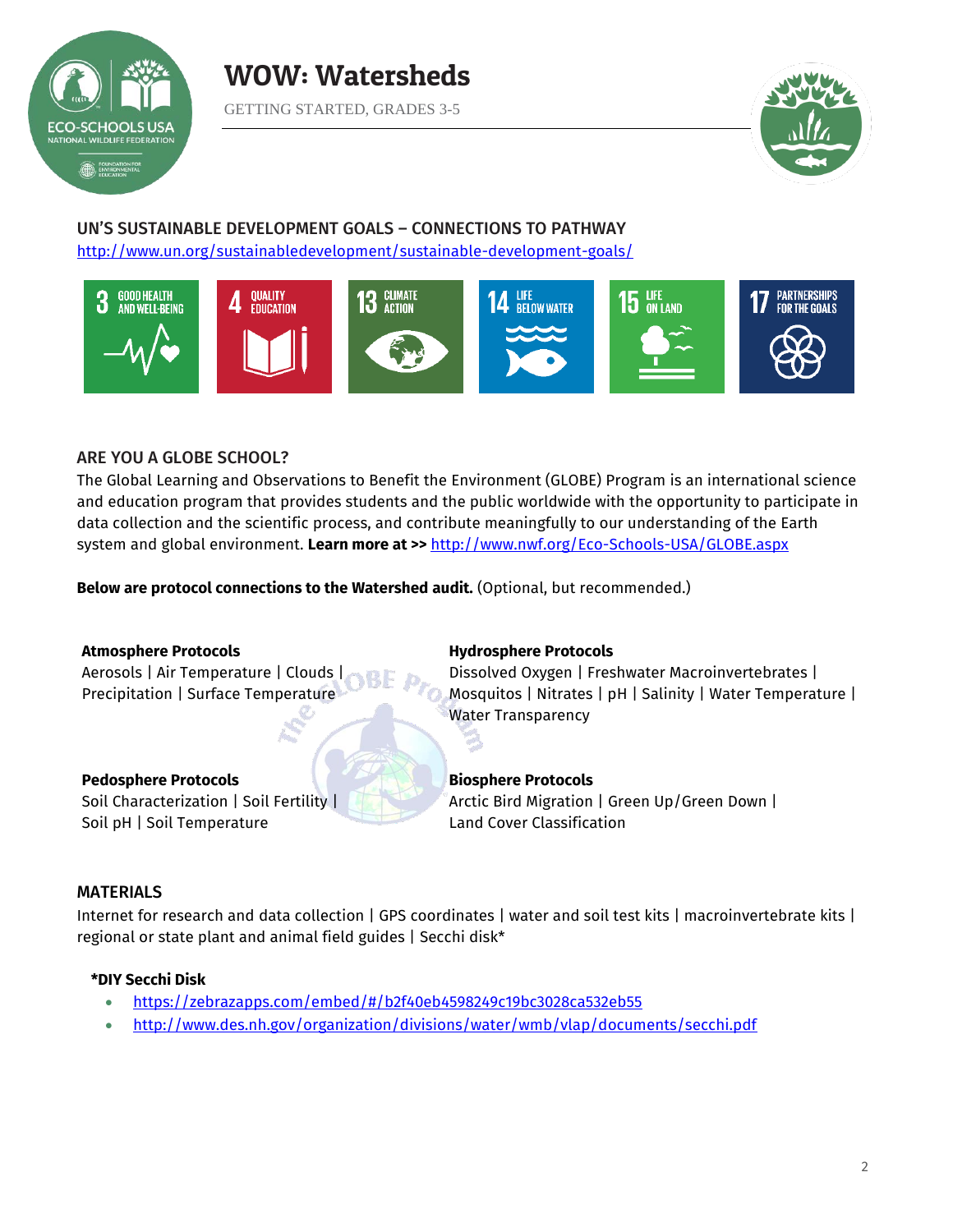# WOW: Watersheds

GETTING STARTED, GRADES 3-5

## UN'S SUSTAINABLE DEVELOPMENT GOALS – CONNECTIONS TO PATHWAY

http://www.un.org/sustainabledevelopment/sustainable-development-goals/

3 GOOD HEALTH AND WELL-BEING | 4 QUALITY EDUCATION | 13 CLIMATE ACTION | 14 LIFE BELOW WATER | 15 LIFE ON LAND | 17 PARTNERSHIPS FOR THE GOALS

## ARE YOU A GLOBE SCHOOL?

The Global Learning and Observations to Benefit the Environment (GLOBE) Program is an international science and education program that provides students and the public worldwide with the opportunity to participate in data collection and the scientific process, and contribute meaningfully to our understanding of the Earth system and global environment. **Learn more at >>** http://www.nwf.org/Eco-Schools-USA/GLOBE.aspx

**Below are protocol connections to the Watershed audit.** (Optional, but recommended.)

**Atmosphere Protocols**
Aerosols | Air Temperature | Clouds | Precipitation | Surface Temperature

**Hydrosphere Protocols**
Dissolved Oxygen | Freshwater Macroinvertebrates | Mosquitos | Nitrates | pH | Salinity | Water Temperature | Water Transparency

**Pedosphere Protocols**
Soil Characterization | Soil Fertility | Soil pH | Soil Temperature

**Biosphere Protocols**
Arctic Bird Migration | Green Up/Green Down | Land Cover Classification

## MATERIALS

Internet for research and data collection | GPS coordinates | water and soil test kits | macroinvertebrate kits | regional or state plant and animal field guides | Secchi disk*

**\*DIY Secchi Disk**

- https://zebrazapps.com/embed/#/b2f40eb4598249c19bc3028ca532eb55
- http://www.des.nh.gov/organization/divisions/water/wmb/vlap/documents/secchi.pdf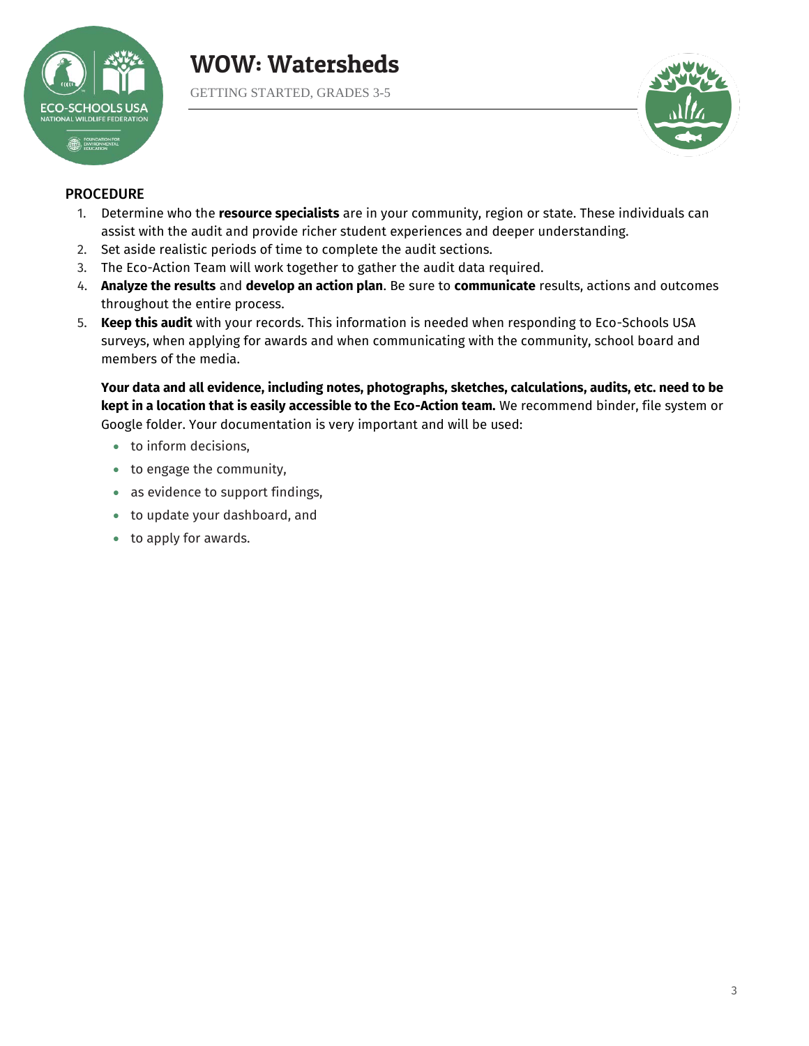## PROCEDURE

1. Determine who the **resource specialists** are in your community, region or state. These individuals can assist with the audit and provide richer student experiences and deeper understanding.
2. Set aside realistic periods of time to complete the audit sections.
3. The Eco-Action Team will work together to gather the audit data required.
4. **Analyze the results** and **develop an action plan**. Be sure to **communicate** results, actions and outcomes throughout the entire process.
5. **Keep this audit** with your records. This information is needed when responding to Eco-Schools USA surveys, when applying for awards and when communicating with the community, school board and members of the media.

   **Your data and all evidence, including notes, photographs, sketches, calculations, audits, etc. need to be kept in a location that is easily accessible to the Eco-Action team.** We recommend binder, file system or Google folder. Your documentation is very important and will be used:

   - to inform decisions,
   - to engage the community,
   - as evidence to support findings,
   - to update your dashboard, and
   - to apply for awards.